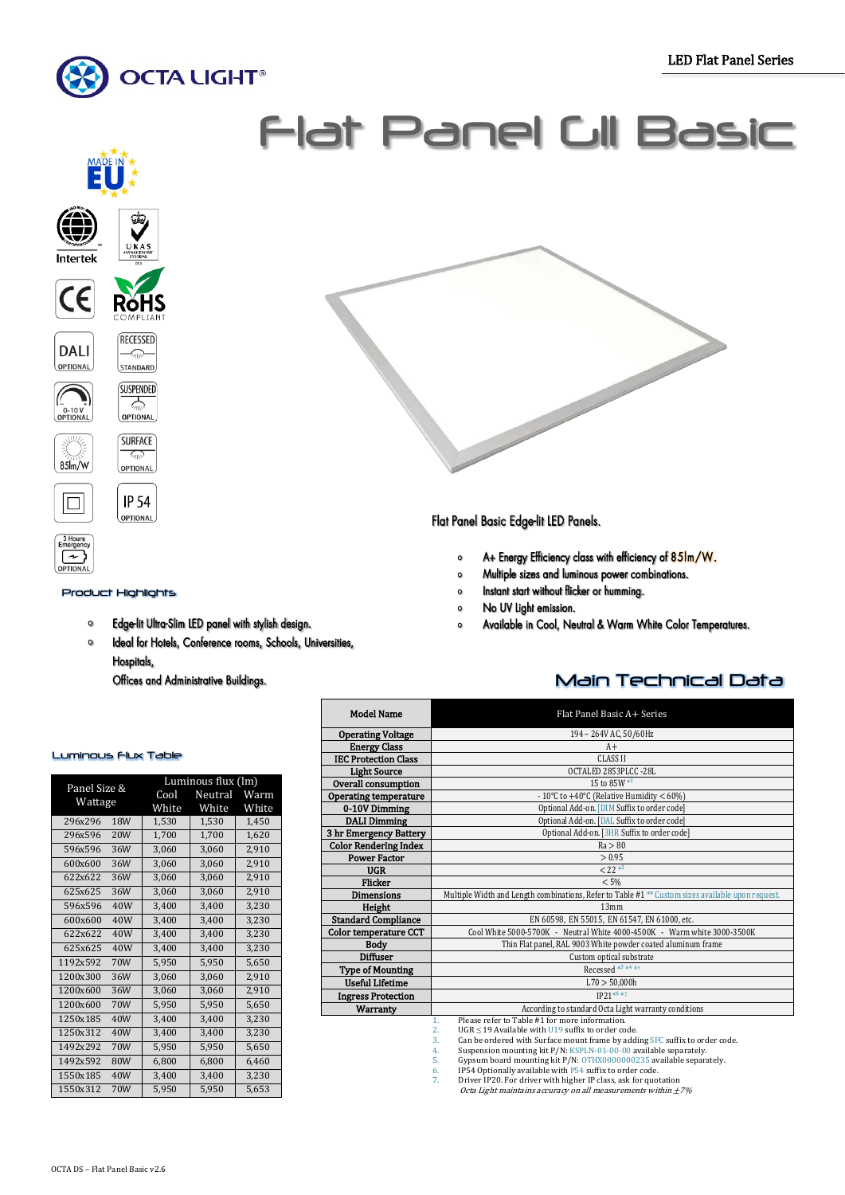# Flat Panel CII Basic

Flat Panel Basic Edge-lit LED Panels.

- A+ Energy Efficiency class with efficiency of 85lm/W.
- Multiple sizes and luminous power combinations.
- Instant start without flicker or humming.
- No UV light emission.
- Available in Cool, Neutral & Warm White Color Temperatures.

## Product Highlights

- Edge-lit Ultra-Slim LED panel with stylish design.
- Ideal for Hotels, Conference rooms, Schools, Universities, Hospitals, Offices and Administrative Buildings.

## Luminous Flux Table

| Panel Size & Wattage | | Luminous flux (lm) Cool White | Neutral White | Warm White |
|---|---|---|---|---|
| 296x296 | 18W | 1,530 | 1,530 | 1,450 |
| 296x596 | 20W | 1,700 | 1,700 | 1,620 |
| 596x596 | 36W | 3,060 | 3,060 | 2,910 |
| 600x600 | 36W | 3,060 | 3,060 | 2,910 |
| 622x622 | 36W | 3,060 | 3,060 | 2,910 |
| 625x625 | 36W | 3,060 | 3,060 | 2,910 |
| 596x596 | 40W | 3,400 | 3,400 | 3,230 |
| 600x600 | 40W | 3,400 | 3,400 | 3,230 |
| 622x622 | 40W | 3,400 | 3,400 | 3,230 |
| 625x625 | 40W | 3,400 | 3,400 | 3,230 |
| 1192x592 | 70W | 5,950 | 5,950 | 5,650 |
| 1200x300 | 36W | 3,060 | 3,060 | 2,910 |
| 1200x600 | 36W | 3,060 | 3,060 | 2,910 |
| 1200x600 | 70W | 5,950 | 5,950 | 5,650 |
| 1250x185 | 40W | 3,400 | 3,400 | 3,230 |
| 1250x312 | 40W | 3,400 | 3,400 | 3,230 |
| 1492x292 | 70W | 5,950 | 5,950 | 5,650 |
| 1492x592 | 80W | 6,800 | 6,800 | 6,460 |
| 1550x185 | 40W | 3,400 | 3,400 | 3,230 |
| 1550x312 | 70W | 5,950 | 5,950 | 5,653 |

## Main Technical Data

| Model Name | Flat Panel Basic A+ Series |
|---|---|
| Operating Voltage | 194 – 264V AC, 50/60Hz |
| Energy Class | A+ |
| IEC Protection Class | CLASS II |
| Light Source | OCTALED 2853PLCC -28L |
| Overall consumption | 15 to 85W [*1] |
| Operating temperature | - 10°C to +40°C (Relative Humidity < 60%) |
| 0-10V Dimming | Optional Add-on. [DIM Suffix to order code] |
| DALI Dimming | Optional Add-on. [DAL Suffix to order code] |
| 3 hr Emergency Battery | Optional Add-on. [3HR Suffix to order code] |
| Color Rendering Index | Ra > 80 |
| Power Factor | > 0.95 |
| UGR | < 22 [*2] |
| Flicker | < 5% |
| Dimensions | Multiple Width and Length combinations, Refer to Table #1 ** Custom sizes available upon request. |
| Height | 13mm |
| Standard Compliance | EN 60598, EN 55015, EN 61547, EN 61000, etc. |
| Color temperature CCT | Cool White 5000-5700K - Neutral White 4000-4500K - Warm white 3000-3500K |
| Body | Thin Flat panel, RAL 9003 White powder coated aluminum frame |
| Diffuser | Custom optical substrate |
| Type of Mounting | Recessed [*3 *4 *5] |
| Useful Lifetime | L70 > 50,000h |
| Ingress Protection | IP21 [*6 *7] |
| Warranty | According to standard Octa Light warranty conditions |

1. Please refer to Table #1 for more information.
2. UGR ≤ 19 Available with U19 suffix to order code.
3. Can be ordered with Surface mount frame by adding SFC suffix to order code.
4. Suspension mounting kit P/N: KSPLN-01-00-00 available separately.
5. Gypsum board mounting kit P/N: OTHX0000000235 available separately.
6. IP54 Optionally available with P54 suffix to order code.
7. Driver IP20. For driver with higher IP class, ask for quotation

*Octa Light maintains accuracy on all measurements within ±7%*

OCTA DS – Flat Panel Basic v2.6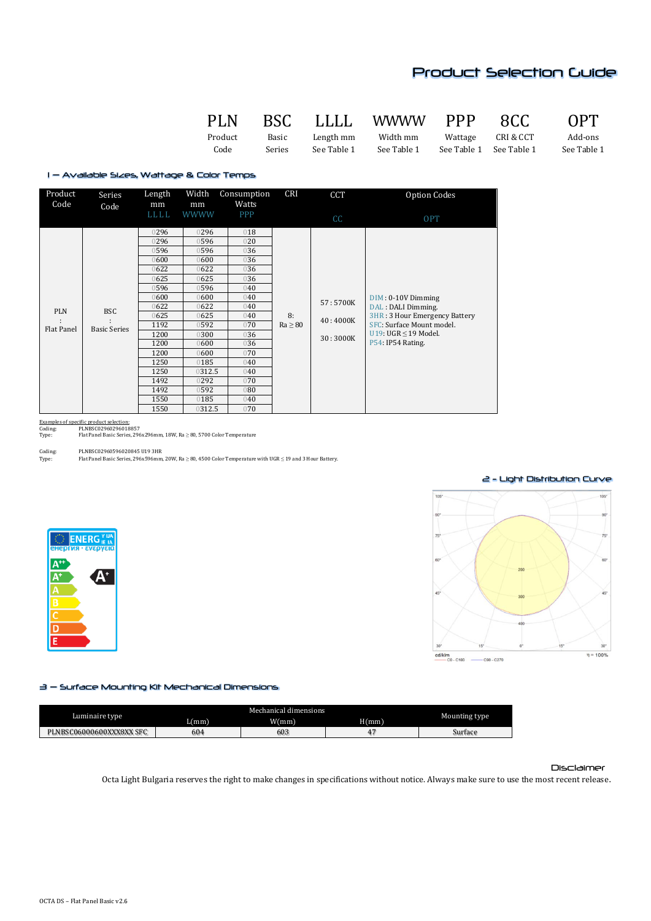# Product Selection Guide

| PLN | BSC | LLLL | WWWW | PPP | 8CC | OPT |
|---|---|---|---|---|---|---|
| Product Code | Basic Series | Length mm See Table 1 | Width mm See Table 1 | Wattage See Table 1 | CRI & CCT See Table 1 | Add-ons See Table 1 |

## 1 – Available Sizes, Wattage & Color Temps

| Product Code | Series Code | Length mm LLLL | Width mm WWWW | Consumption Watts PPP | CRI | CCT CC | Option Codes OPT |
|---|---|---|---|---|---|---|---|
| PLN : Flat Panel | BSC : Basic Series | 0296 | 0296 | 018 | 8: Ra ≥ 80 | 57 : 5700K<br>40 : 4000K<br>30 : 3000K | DIM : 0-10V Dimming<br>DAL : DALI Dimming.<br>3HR : 3 Hour Emergency Battery<br>SFC: Surface Mount model.<br>U19: UGR ≤ 19 Model.<br>P54: IP54 Rating. |
| | | 0296 | 0596 | 020 | | | |
| | | 0596 | 0596 | 036 | | | |
| | | 0600 | 0600 | 036 | | | |
| | | 0622 | 0622 | 036 | | | |
| | | 0625 | 0625 | 036 | | | |
| | | 0596 | 0596 | 040 | | | |
| | | 0600 | 0600 | 040 | | | |
| | | 0622 | 0622 | 040 | | | |
| | | 0625 | 0625 | 040 | | | |
| | | 1192 | 0592 | 070 | | | |
| | | 1200 | 0300 | 036 | | | |
| | | 1200 | 0600 | 036 | | | |
| | | 1200 | 0600 | 070 | | | |
| | | 1250 | 0185 | 040 | | | |
| | | 1250 | 0312.5 | 040 | | | |
| | | 1492 | 0292 | 070 | | | |
| | | 1492 | 0592 | 080 | | | |
| | | 1550 | 0185 | 040 | | | |
| | | 1550 | 0312.5 | 070 | | | |

Examples of specific product selection:

Coding: PLNBSC02960296018857
Type: Flat Panel Basic Series, 296x296mm, 18W, Ra ≥ 80, 5700 Color Temperature

Coding: PLNBSC02960596020845 U19 3HR
Type: Flat Panel Basic Series, 296x596mm, 20W, Ra ≥ 80, 4500 Color Temperature with UGR ≤ 19 and 3 Hour Battery.

## 2 - Light Distribution Curve

## 3 – Surface Mounting Kit Mechanical Dimensions

| Luminaire type | Mechanical dimensions L(mm) | W(mm) | H(mm) | Mounting type |
|---|---|---|---|---|
| PLNBSC06000600XXX8XX SFC | 604 | 603 | 47 | Surface |

### Disclaimer

Octa Light Bulgaria reserves the right to make changes in specifications without notice. Always make sure to use the most recent release.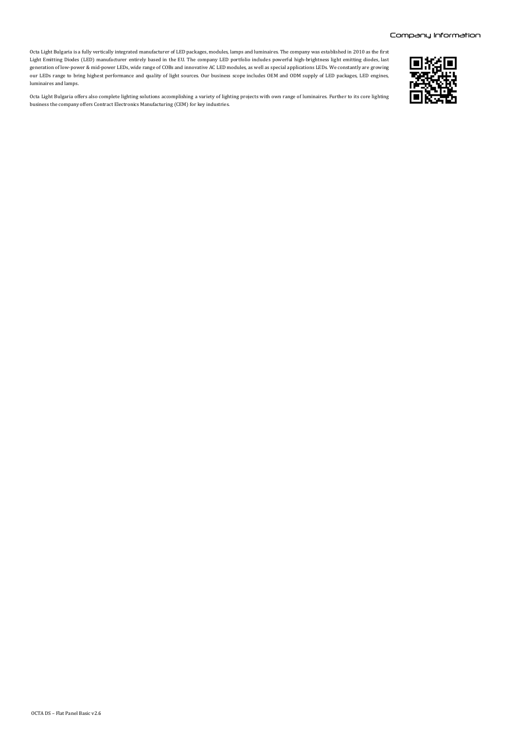## Company Information

Octa Light Bulgaria is a fully vertically integrated manufacturer of LED packages, modules, lamps and luminaires. The company was established in 2010 as the first Light Emitting Diodes (LED) manufacturer entirely based in the EU. The company LED portfolio includes powerful high-brightness light emitting diodes, last generation of low-power & mid-power LEDs, wide range of COBs and innovative AC LED modules, as well as special applications LEDs. We constantly are growing our LEDs range to bring highest performance and quality of light sources. Our business scope includes OEM and ODM supply of LED packages, LED engines, luminaires and lamps.

Octa Light Bulgaria offers also complete lighting solutions accomplishing a variety of lighting projects with own range of luminaires. Further to its core lighting business the company offers Contract Electronics Manufacturing (CEM) for key industries.